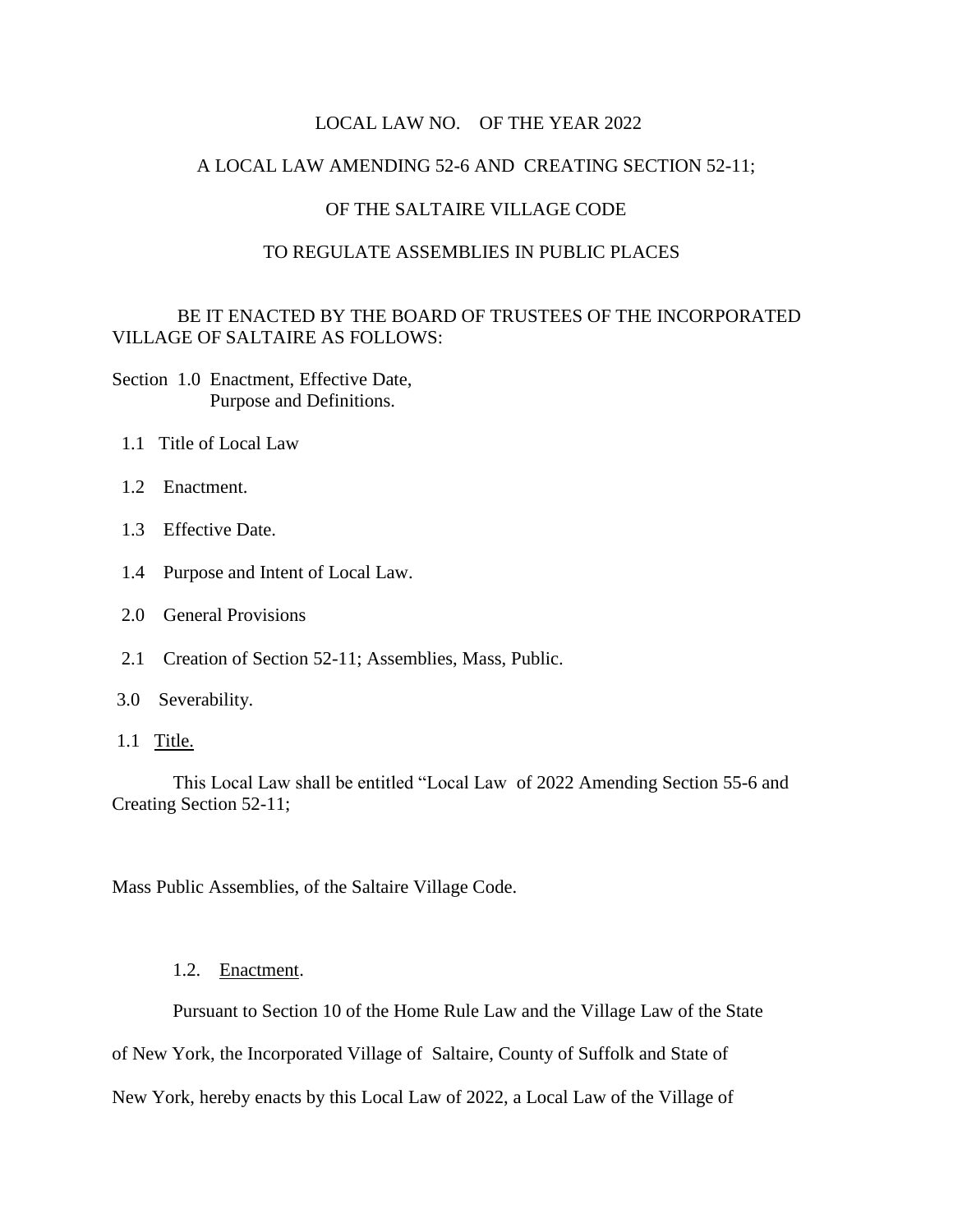LOCAL LAW NO. OF THE YEAR 2022

A LOCAL LAW AMENDING 52-6 AND CREATING SECTION 52-11;

OF THE SALTAIRE VILLAGE CODE

TO REGULATE ASSEMBLIES IN PUBLIC PLACES

BE IT ENACTED BY THE BOARD OF TRUSTEES OF THE INCORPORATED VILLAGE OF SALTAIRE AS FOLLOWS:

Section 1.0 Enactment, Effective Date, Purpose and Definitions.

1.1 Title of Local Law

1.2 Enactment.

1.3 Effective Date.

1.4 Purpose and Intent of Local Law.

2.0 General Provisions

2.1 Creation of Section 52-11; Assemblies, Mass, Public.

3.0 Severability.

1.1 Title.

This Local Law shall be entitled "Local Law of 2022 Amending Section 55-6 and Creating Section 52-11;

Mass Public Assemblies, of the Saltaire Village Code.

1.2. Enactment.

Pursuant to Section 10 of the Home Rule Law and the Village Law of the State of New York, the Incorporated Village of Saltaire, County of Suffolk and State of New York, hereby enacts by this Local Law of 2022, a Local Law of the Village of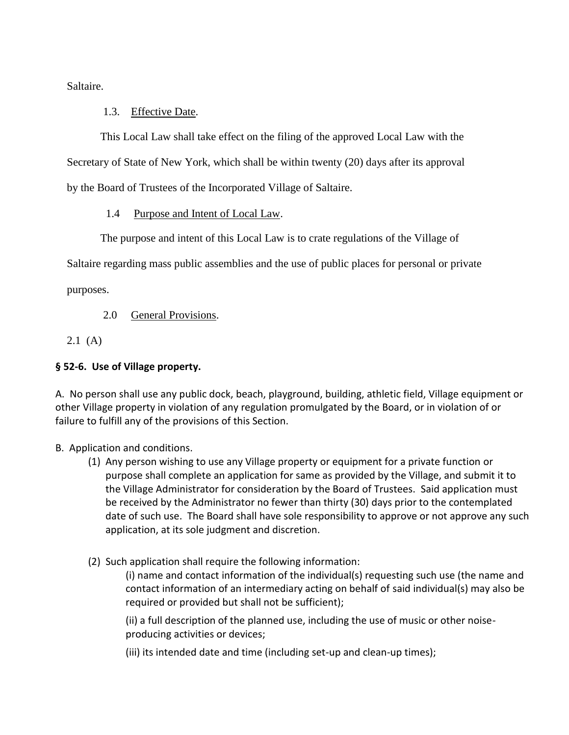Saltaire.

1.3. Effective Date.

This Local Law shall take effect on the filing of the approved Local Law with the Secretary of State of New York, which shall be within twenty (20) days after its approval by the Board of Trustees of the Incorporated Village of Saltaire.

1.4 Purpose and Intent of Local Law.

The purpose and intent of this Local Law is to crate regulations of the Village of Saltaire regarding mass public assemblies and the use of public places for personal or private purposes.

2.0 General Provisions.

2.1 (A)

**§ 52-6. Use of Village property.**

A. No person shall use any public dock, beach, playground, building, athletic field, Village equipment or other Village property in violation of any regulation promulgated by the Board, or in violation of or failure to fulfill any of the provisions of this Section.

B. Application and conditions.

(1) Any person wishing to use any Village property or equipment for a private function or purpose shall complete an application for same as provided by the Village, and submit it to the Village Administrator for consideration by the Board of Trustees. Said application must be received by the Administrator no fewer than thirty (30) days prior to the contemplated date of such use. The Board shall have sole responsibility to approve or not approve any such application, at its sole judgment and discretion.

(2) Such application shall require the following information:

(i) name and contact information of the individual(s) requesting such use (the name and contact information of an intermediary acting on behalf of said individual(s) may also be required or provided but shall not be sufficient);

(ii) a full description of the planned use, including the use of music or other noise-producing activities or devices;

(iii) its intended date and time (including set-up and clean-up times);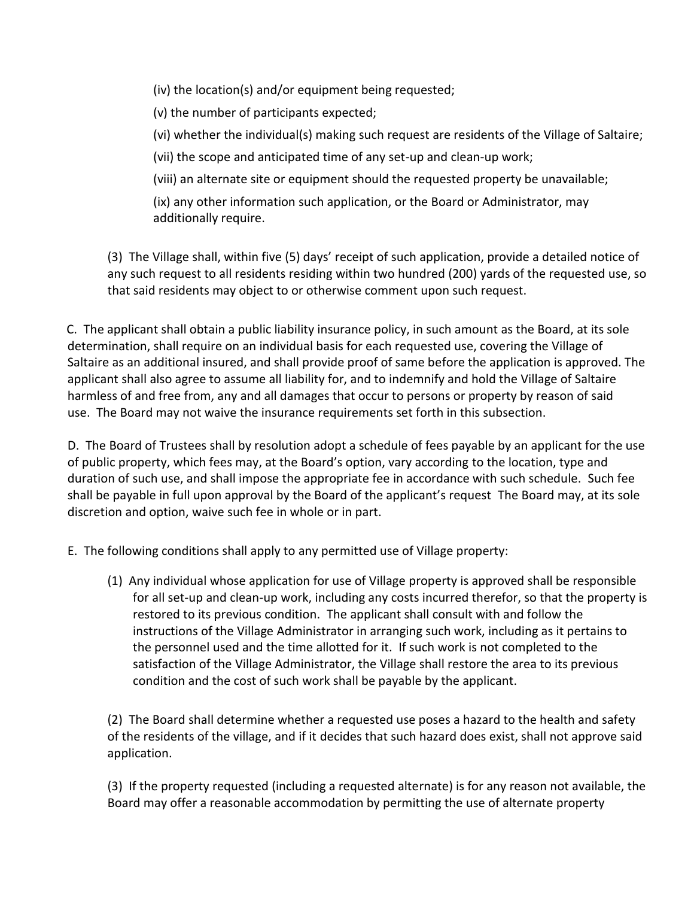(iv) the location(s) and/or equipment being requested;

(v) the number of participants expected;

(vi) whether the individual(s) making such request are residents of the Village of Saltaire;

(vii) the scope and anticipated time of any set-up and clean-up work;

(viii) an alternate site or equipment should the requested property be unavailable;

(ix) any other information such application, or the Board or Administrator, may additionally require.

(3) The Village shall, within five (5) days' receipt of such application, provide a detailed notice of any such request to all residents residing within two hundred (200) yards of the requested use, so that said residents may object to or otherwise comment upon such request.

C. The applicant shall obtain a public liability insurance policy, in such amount as the Board, at its sole determination, shall require on an individual basis for each requested use, covering the Village of Saltaire as an additional insured, and shall provide proof of same before the application is approved. The applicant shall also agree to assume all liability for, and to indemnify and hold the Village of Saltaire harmless of and free from, any and all damages that occur to persons or property by reason of said use. The Board may not waive the insurance requirements set forth in this subsection.

D. The Board of Trustees shall by resolution adopt a schedule of fees payable by an applicant for the use of public property, which fees may, at the Board's option, vary according to the location, type and duration of such use, and shall impose the appropriate fee in accordance with such schedule. Such fee shall be payable in full upon approval by the Board of the applicant's request The Board may, at its sole discretion and option, waive such fee in whole or in part.

E. The following conditions shall apply to any permitted use of Village property:

(1) Any individual whose application for use of Village property is approved shall be responsible for all set-up and clean-up work, including any costs incurred therefor, so that the property is restored to its previous condition. The applicant shall consult with and follow the instructions of the Village Administrator in arranging such work, including as it pertains to the personnel used and the time allotted for it. If such work is not completed to the satisfaction of the Village Administrator, the Village shall restore the area to its previous condition and the cost of such work shall be payable by the applicant.

(2) The Board shall determine whether a requested use poses a hazard to the health and safety of the residents of the village, and if it decides that such hazard does exist, shall not approve said application.

(3) If the property requested (including a requested alternate) is for any reason not available, the Board may offer a reasonable accommodation by permitting the use of alternate property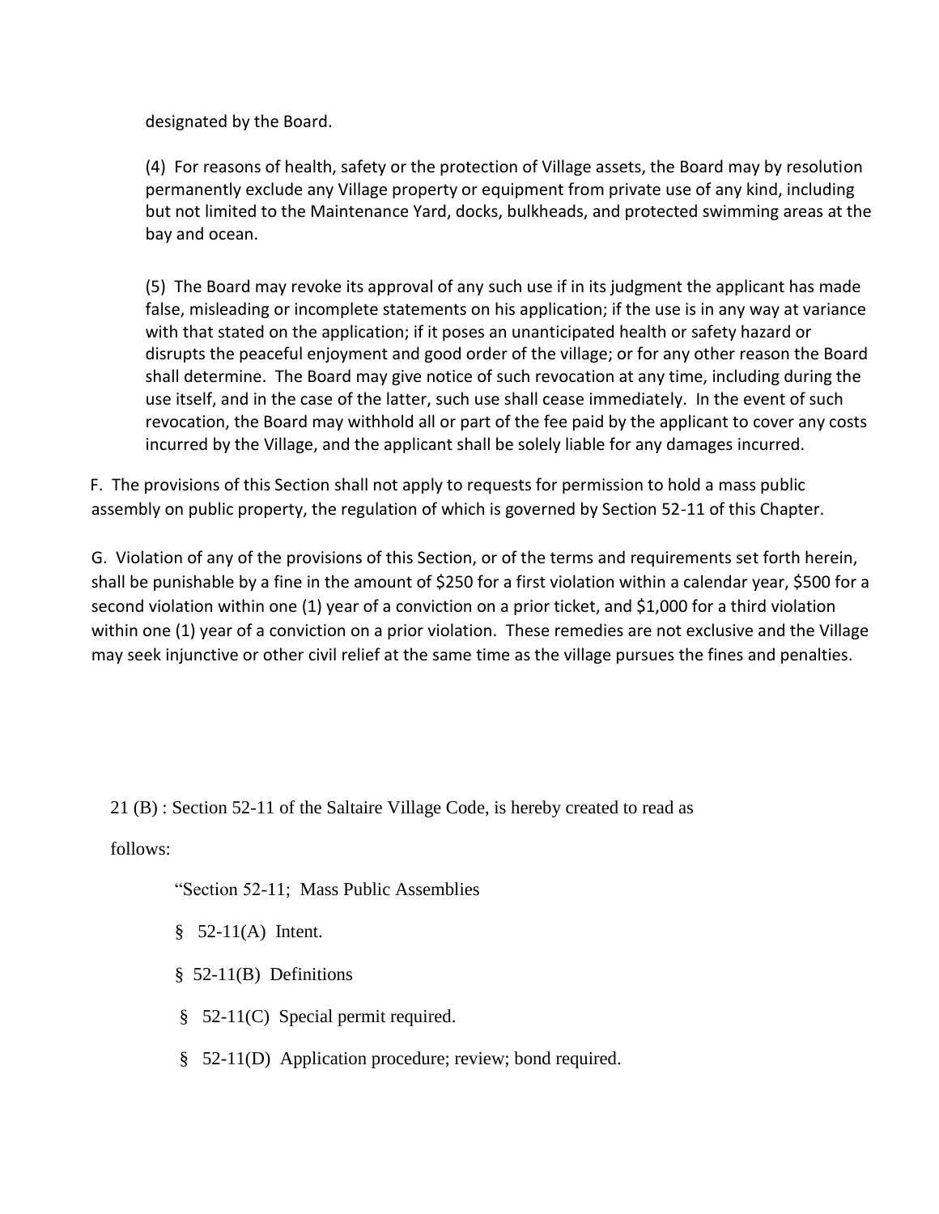designated by the Board.

(4) For reasons of health, safety or the protection of Village assets, the Board may by resolution permanently exclude any Village property or equipment from private use of any kind, including but not limited to the Maintenance Yard, docks, bulkheads, and protected swimming areas at the bay and ocean.

(5) The Board may revoke its approval of any such use if in its judgment the applicant has made false, misleading or incomplete statements on his application; if the use is in any way at variance with that stated on the application; if it poses an unanticipated health or safety hazard or disrupts the peaceful enjoyment and good order of the village; or for any other reason the Board shall determine. The Board may give notice of such revocation at any time, including during the use itself, and in the case of the latter, such use shall cease immediately. In the event of such revocation, the Board may withhold all or part of the fee paid by the applicant to cover any costs incurred by the Village, and the applicant shall be solely liable for any damages incurred.

F. The provisions of this Section shall not apply to requests for permission to hold a mass public assembly on public property, the regulation of which is governed by Section 52-11 of this Chapter.

G. Violation of any of the provisions of this Section, or of the terms and requirements set forth herein, shall be punishable by a fine in the amount of $250 for a first violation within a calendar year, $500 for a second violation within one (1) year of a conviction on a prior ticket, and $1,000 for a third violation within one (1) year of a conviction on a prior violation. These remedies are not exclusive and the Village may seek injunctive or other civil relief at the same time as the village pursues the fines and penalties.

21 (B) : Section 52-11 of the Saltaire Village Code, is hereby created to read as follows:

"Section 52-11; Mass Public Assemblies

§ 52-11(A) Intent.

§ 52-11(B) Definitions

§ 52-11(C) Special permit required.

§ 52-11(D) Application procedure; review; bond required.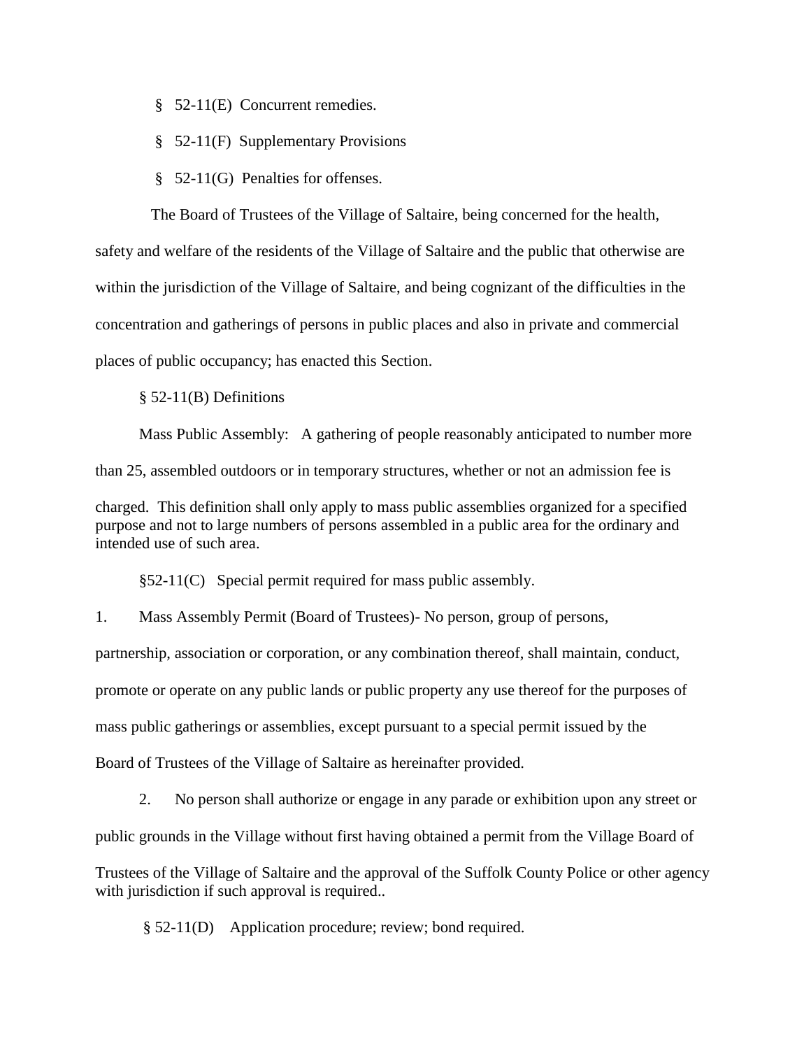§ 52-11(E) Concurrent remedies.

§ 52-11(F) Supplementary Provisions

§ 52-11(G) Penalties for offenses.

The Board of Trustees of the Village of Saltaire, being concerned for the health, safety and welfare of the residents of the Village of Saltaire and the public that otherwise are within the jurisdiction of the Village of Saltaire, and being cognizant of the difficulties in the concentration and gatherings of persons in public places and also in private and commercial places of public occupancy; has enacted this Section.

§ 52-11(B) Definitions

Mass Public Assembly: A gathering of people reasonably anticipated to number more than 25, assembled outdoors or in temporary structures, whether or not an admission fee is charged. This definition shall only apply to mass public assemblies organized for a specified purpose and not to large numbers of persons assembled in a public area for the ordinary and intended use of such area.

§52-11(C) Special permit required for mass public assembly.

1. Mass Assembly Permit (Board of Trustees)- No person, group of persons, partnership, association or corporation, or any combination thereof, shall maintain, conduct, promote or operate on any public lands or public property any use thereof for the purposes of mass public gatherings or assemblies, except pursuant to a special permit issued by the Board of Trustees of the Village of Saltaire as hereinafter provided.

2. No person shall authorize or engage in any parade or exhibition upon any street or public grounds in the Village without first having obtained a permit from the Village Board of Trustees of the Village of Saltaire and the approval of the Suffolk County Police or other agency with jurisdiction if such approval is required..

§ 52-11(D) Application procedure; review; bond required.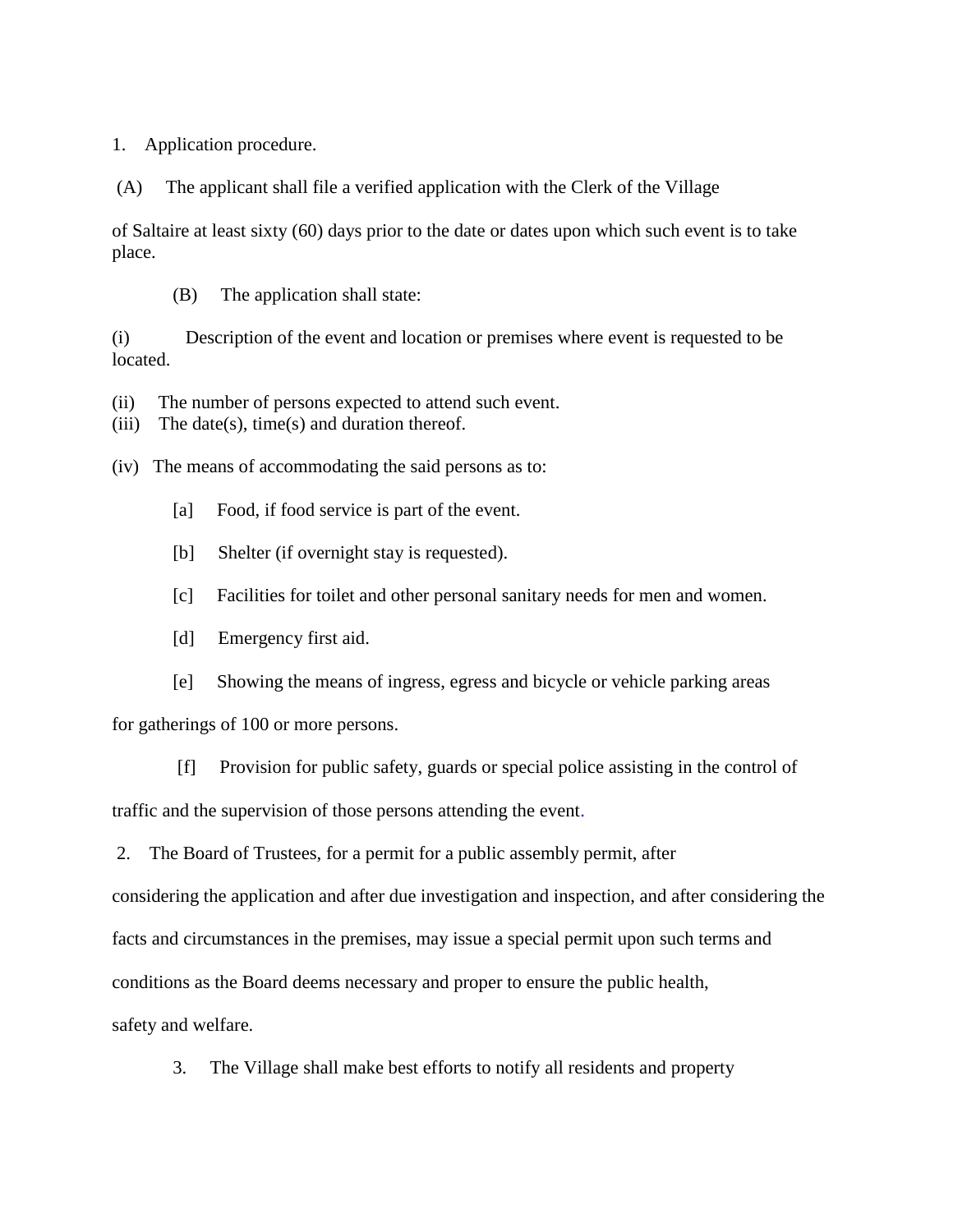1. Application procedure.

(A) The applicant shall file a verified application with the Clerk of the Village of Saltaire at least sixty (60) days prior to the date or dates upon which such event is to take place.

(B) The application shall state:

(i) Description of the event and location or premises where event is requested to be located.

(ii) The number of persons expected to attend such event.

(iii) The date(s), time(s) and duration thereof.

(iv) The means of accommodating the said persons as to:

[a] Food, if food service is part of the event.

[b] Shelter (if overnight stay is requested).

[c] Facilities for toilet and other personal sanitary needs for men and women.

[d] Emergency first aid.

[e] Showing the means of ingress, egress and bicycle or vehicle parking areas for gatherings of 100 or more persons.

[f] Provision for public safety, guards or special police assisting in the control of traffic and the supervision of those persons attending the event.

2. The Board of Trustees, for a permit for a public assembly permit, after considering the application and after due investigation and inspection, and after considering the facts and circumstances in the premises, may issue a special permit upon such terms and conditions as the Board deems necessary and proper to ensure the public health, safety and welfare.

3. The Village shall make best efforts to notify all residents and property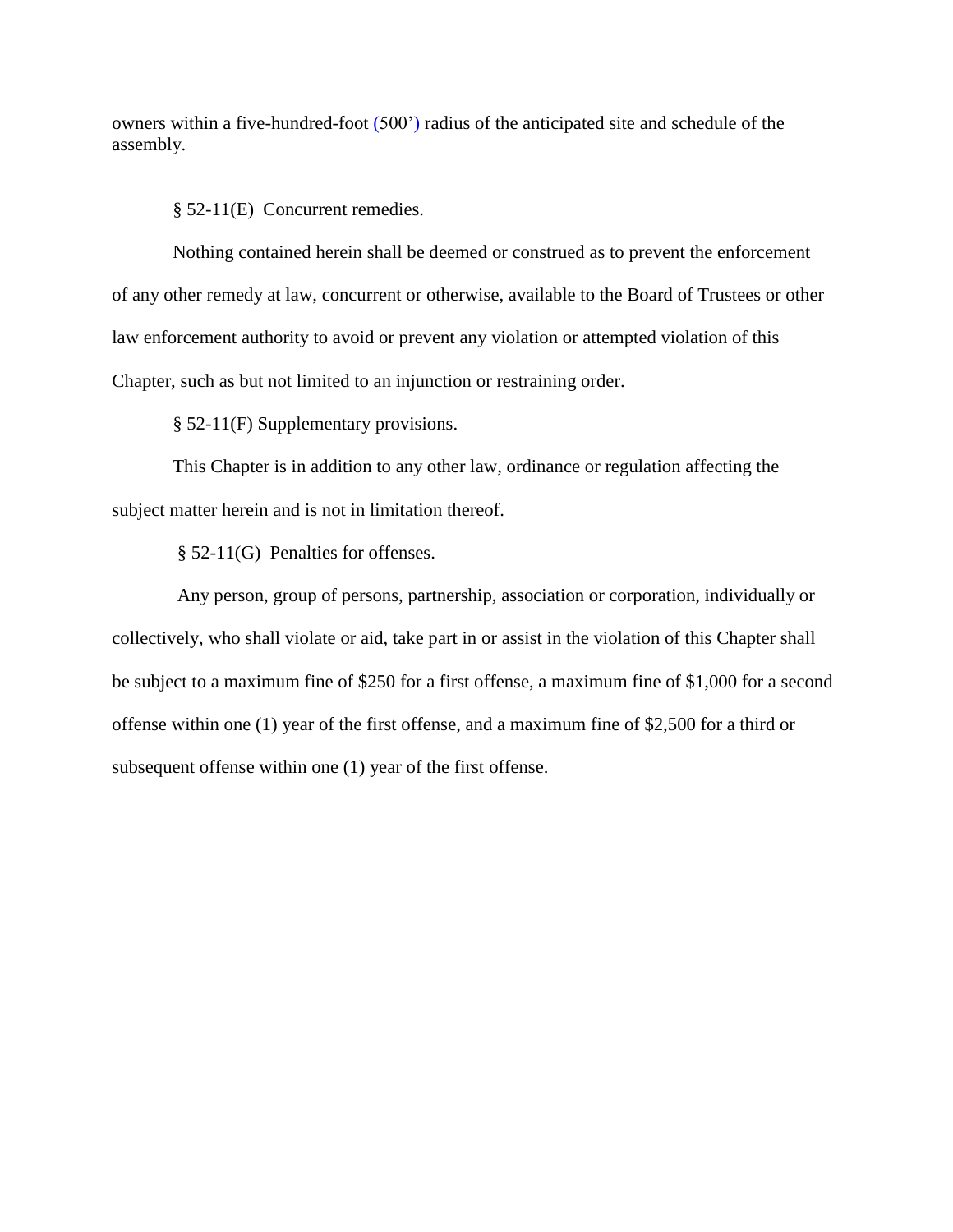owners within a five-hundred-foot (500') radius of the anticipated site and schedule of the assembly.

§ 52-11(E) Concurrent remedies.

Nothing contained herein shall be deemed or construed as to prevent the enforcement of any other remedy at law, concurrent or otherwise, available to the Board of Trustees or other law enforcement authority to avoid or prevent any violation or attempted violation of this Chapter, such as but not limited to an injunction or restraining order.

§ 52-11(F) Supplementary provisions.

This Chapter is in addition to any other law, ordinance or regulation affecting the subject matter herein and is not in limitation thereof.

§ 52-11(G) Penalties for offenses.

Any person, group of persons, partnership, association or corporation, individually or collectively, who shall violate or aid, take part in or assist in the violation of this Chapter shall be subject to a maximum fine of $250 for a first offense, a maximum fine of $1,000 for a second offense within one (1) year of the first offense, and a maximum fine of $2,500 for a third or subsequent offense within one (1) year of the first offense.